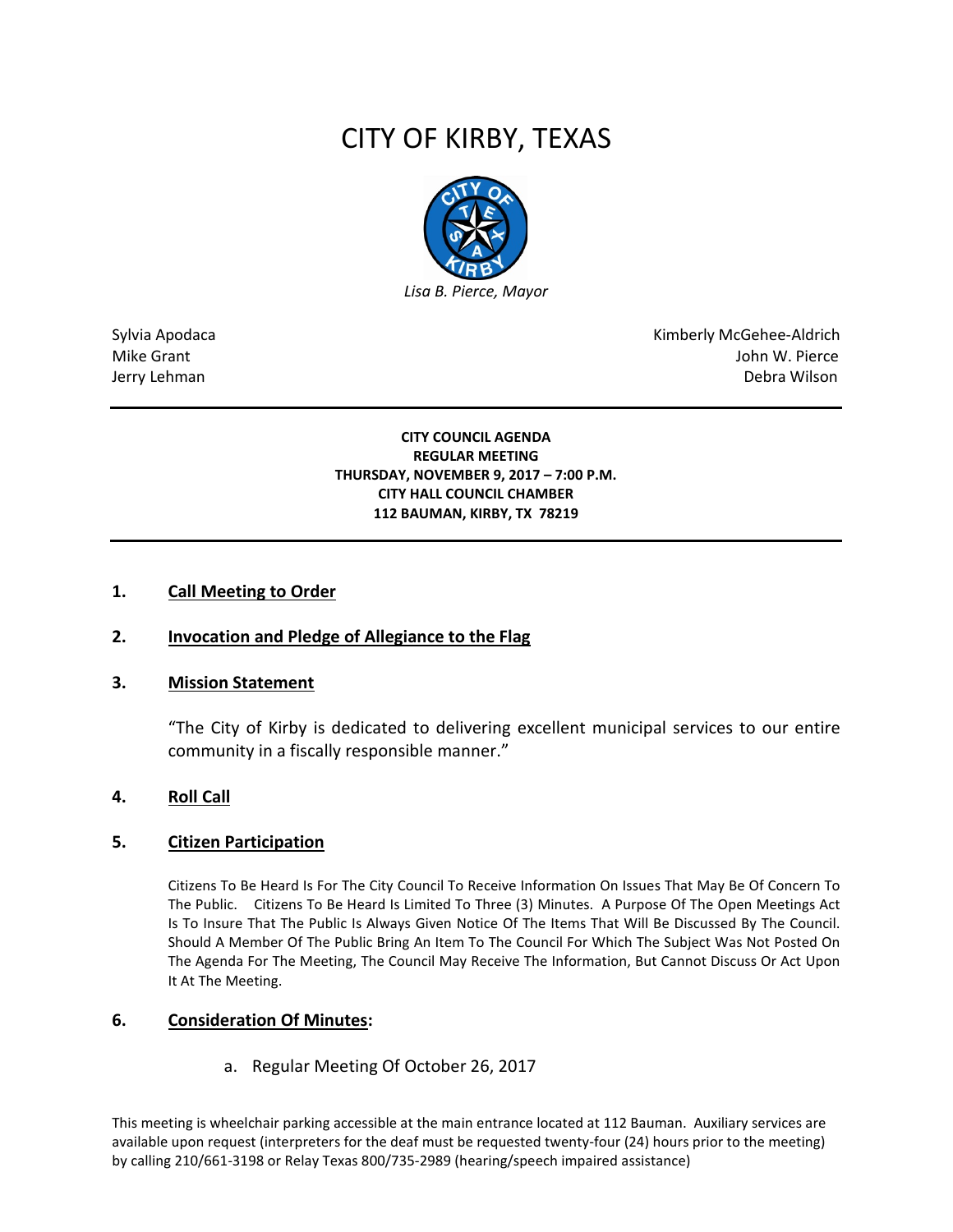# CITY OF KIRBY, TEXAS

*Lisa B. Pierce, Mayor*

Sylvia Apodaca
Mike Grant
Jerry Lehman

Kimberly McGehee-Aldrich
John W. Pierce
Debra Wilson

**CITY COUNCIL AGENDA**
**REGULAR MEETING**
**THURSDAY, NOVEMBER 9, 2017 – 7:00 P.M.**
**CITY HALL COUNCIL CHAMBER**
**112 BAUMAN, KIRBY, TX 78219**

## 1. Call Meeting to Order

## 2. Invocation and Pledge of Allegiance to the Flag

## 3. Mission Statement

"The City of Kirby is dedicated to delivering excellent municipal services to our entire community in a fiscally responsible manner."

## 4. Roll Call

## 5. Citizen Participation

Citizens To Be Heard Is For The City Council To Receive Information On Issues That May Be Of Concern To The Public. Citizens To Be Heard Is Limited To Three (3) Minutes. A Purpose Of The Open Meetings Act Is To Insure That The Public Is Always Given Notice Of The Items That Will Be Discussed By The Council. Should A Member Of The Public Bring An Item To The Council For Which The Subject Was Not Posted On The Agenda For The Meeting, The Council May Receive The Information, But Cannot Discuss Or Act Upon It At The Meeting.

## 6. Consideration Of Minutes:

a. Regular Meeting Of October 26, 2017

This meeting is wheelchair parking accessible at the main entrance located at 112 Bauman. Auxiliary services are available upon request (interpreters for the deaf must be requested twenty-four (24) hours prior to the meeting) by calling 210/661-3198 or Relay Texas 800/735-2989 (hearing/speech impaired assistance)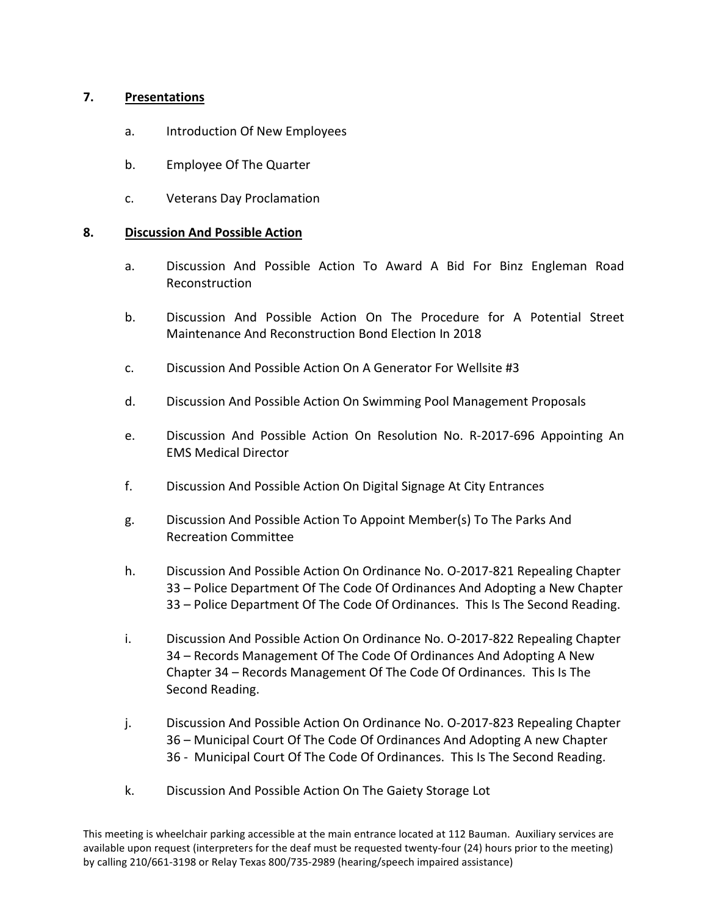## 7. Presentations

a. Introduction Of New Employees

b. Employee Of The Quarter

c. Veterans Day Proclamation

## 8. Discussion And Possible Action

a. Discussion And Possible Action To Award A Bid For Binz Engleman Road Reconstruction

b. Discussion And Possible Action On The Procedure for A Potential Street Maintenance And Reconstruction Bond Election In 2018

c. Discussion And Possible Action On A Generator For Wellsite #3

d. Discussion And Possible Action On Swimming Pool Management Proposals

e. Discussion And Possible Action On Resolution No. R-2017-696 Appointing An EMS Medical Director

f. Discussion And Possible Action On Digital Signage At City Entrances

g. Discussion And Possible Action To Appoint Member(s) To The Parks And Recreation Committee

h. Discussion And Possible Action On Ordinance No. O-2017-821 Repealing Chapter 33 – Police Department Of The Code Of Ordinances And Adopting a New Chapter 33 – Police Department Of The Code Of Ordinances. This Is The Second Reading.

i. Discussion And Possible Action On Ordinance No. O-2017-822 Repealing Chapter 34 – Records Management Of The Code Of Ordinances And Adopting A New Chapter 34 – Records Management Of The Code Of Ordinances. This Is The Second Reading.

j. Discussion And Possible Action On Ordinance No. O-2017-823 Repealing Chapter 36 – Municipal Court Of The Code Of Ordinances And Adopting A new Chapter 36 - Municipal Court Of The Code Of Ordinances. This Is The Second Reading.

k. Discussion And Possible Action On The Gaiety Storage Lot

This meeting is wheelchair parking accessible at the main entrance located at 112 Bauman. Auxiliary services are available upon request (interpreters for the deaf must be requested twenty-four (24) hours prior to the meeting) by calling 210/661-3198 or Relay Texas 800/735-2989 (hearing/speech impaired assistance)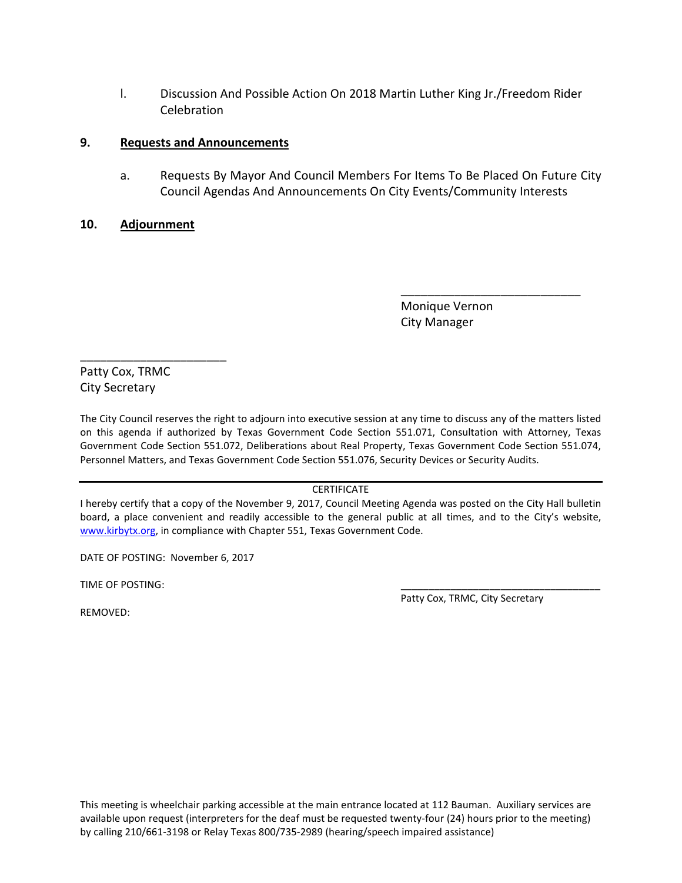l. Discussion And Possible Action On 2018 Martin Luther King Jr./Freedom Rider Celebration

**9. <u>Requests and Announcements</u>**

a. Requests By Mayor And Council Members For Items To Be Placed On Future City Council Agendas And Announcements On City Events/Community Interests

**10. <u>Adjournment</u>**

\_\_\_\_\_\_\_\_\_\_\_\_\_\_\_\_\_\_\_\_\_\_\_\_\_\_\_\_
Monique Vernon
City Manager

\_\_\_\_\_\_\_\_\_\_\_\_\_\_\_\_\_\_\_\_\_\_\_\_
Patty Cox, TRMC
City Secretary

The City Council reserves the right to adjourn into executive session at any time to discuss any of the matters listed on this agenda if authorized by Texas Government Code Section 551.071, Consultation with Attorney, Texas Government Code Section 551.072, Deliberations about Real Property, Texas Government Code Section 551.074, Personnel Matters, and Texas Government Code Section 551.076, Security Devices or Security Audits.

---

CERTIFICATE

I hereby certify that a copy of the November 9, 2017, Council Meeting Agenda was posted on the City Hall bulletin board, a place convenient and readily accessible to the general public at all times, and to the City's website, [www.kirbytx.org](http://www.kirbytx.org), in compliance with Chapter 551, Texas Government Code.

DATE OF POSTING: November 6, 2017

TIME OF POSTING:

\_\_\_\_\_\_\_\_\_\_\_\_\_\_\_\_\_\_\_\_\_\_\_\_\_\_\_\_\_\_\_\_\_\_\_\_
Patty Cox, TRMC, City Secretary

REMOVED:

This meeting is wheelchair parking accessible at the main entrance located at 112 Bauman. Auxiliary services are available upon request (interpreters for the deaf must be requested twenty-four (24) hours prior to the meeting) by calling 210/661-3198 or Relay Texas 800/735-2989 (hearing/speech impaired assistance)